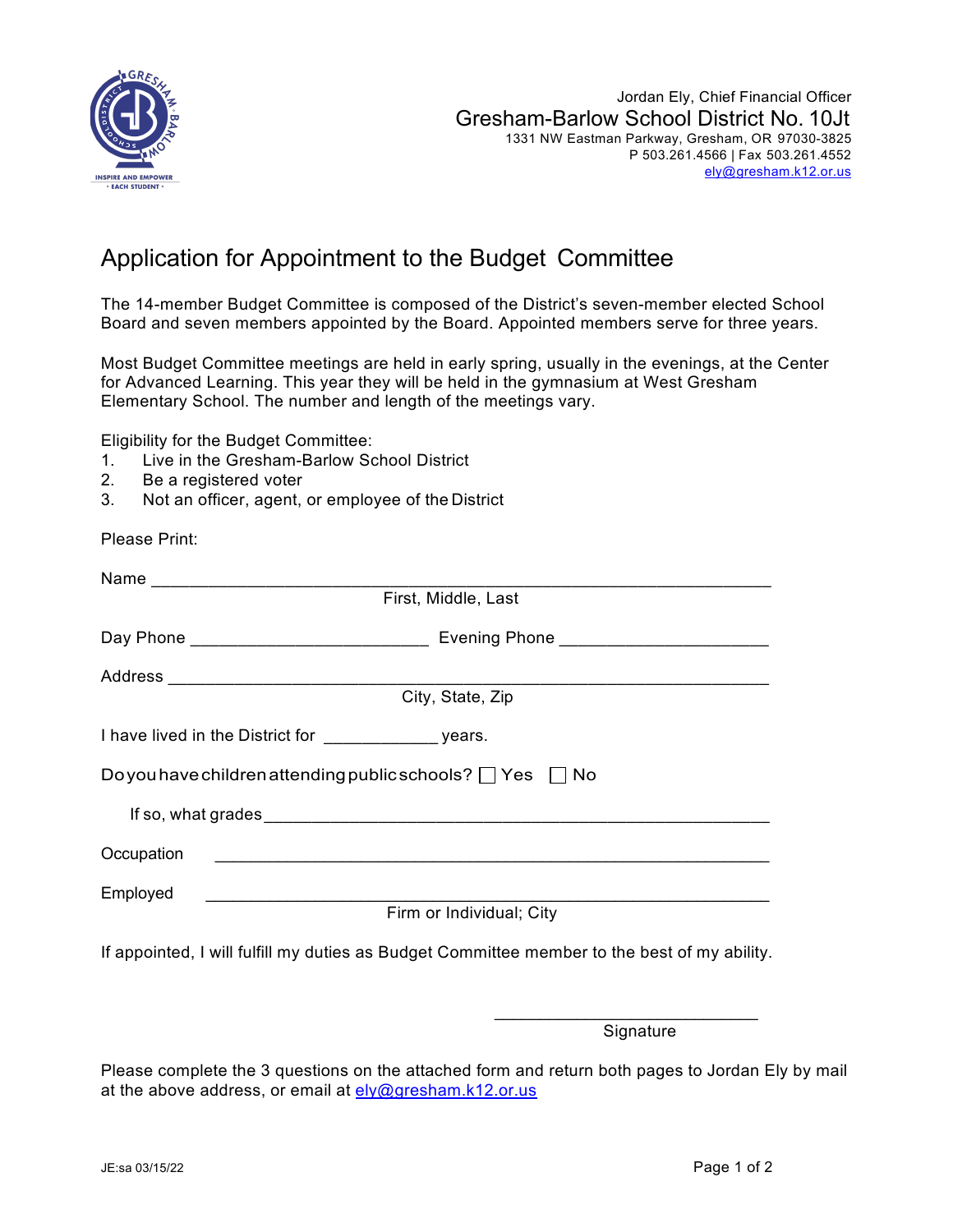Jordan Ely, Chief Financial Officer

Gresham-Barlow School District No. 10Jt

1331 NW Eastman Parkway, Gresham, OR 97030-3825
P 503.261.4566 | Fax 503.261.4552
ely@gresham.k12.or.us

# Application for Appointment to the Budget Committee

The 14-member Budget Committee is composed of the District's seven-member elected School Board and seven members appointed by the Board. Appointed members serve for three years.

Most Budget Committee meetings are held in early spring, usually in the evenings, at the Center for Advanced Learning. This year they will be held in the gymnasium at West Gresham Elementary School. The number and length of the meetings vary.

Eligibility for the Budget Committee:

1. Live in the Gresham-Barlow School District
2. Be a registered voter
3. Not an officer, agent, or employee of the District

Please Print:

Name ____________________________________________________________
First, Middle, Last

Day Phone ________________________ Evening Phone _____________________

Address __________________________________________________________
City, State, Zip

I have lived in the District for ___________ years.

Do you have children attending public schools? ☐ Yes ☐ No

If so, what grades ________________________________________________

Occupation _______________________________________________________

Employed _________________________________________________________
Firm or Individual; City

If appointed, I will fulfill my duties as Budget Committee member to the best of my ability.

___________________________
Signature

Please complete the 3 questions on the attached form and return both pages to Jordan Ely by mail at the above address, or email at ely@gresham.k12.or.us

JE:sa 03/15/22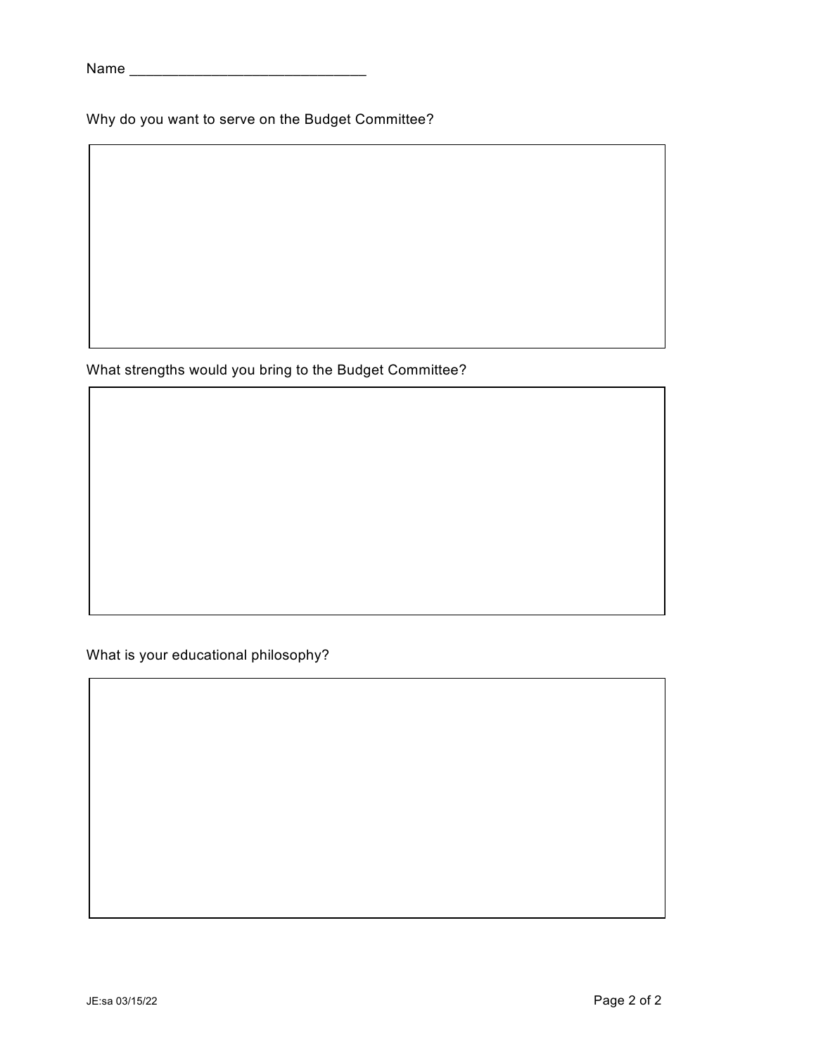Name ____________________________

Why do you want to serve on the Budget Committee?

What strengths would you bring to the Budget Committee?

What is your educational philosophy?

JE:sa 03/15/22